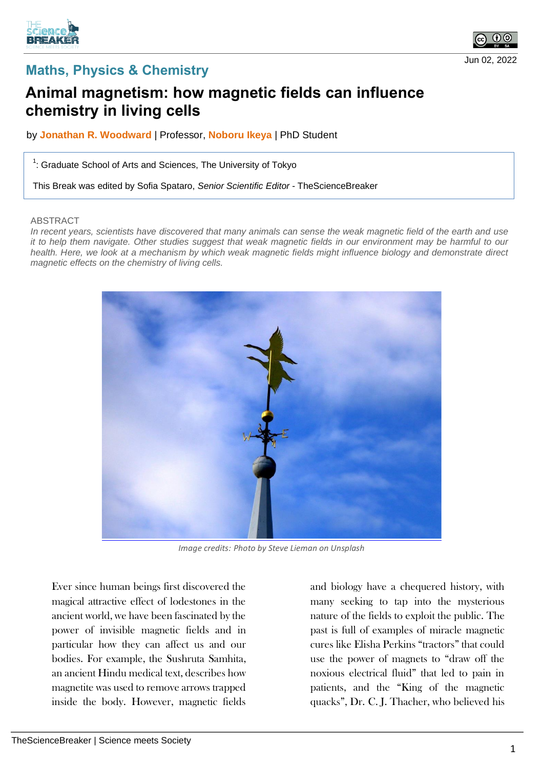Maths, Physics & Chemistry

# Animal magnetism: how magnetic fields can influence chemistry in living cells

by **Jonathan R. Woodward** | Professor, **Noboru Ikeya** | PhD Student

[1]: Graduate School of Arts and Sciences, The University of Tokyo

This Break was edited by Sofia Spataro, *Senior Scientific Editor* - TheScienceBreaker

Jun 02, 2022

ABSTRACT

*In recent years, scientists have discovered that many animals can sense the weak magnetic field of the earth and use it to help them navigate. Other studies suggest that weak magnetic fields in our environment may be harmful to our health. Here, we look at a mechanism by which weak magnetic fields might influence biology and demonstrate direct magnetic effects on the chemistry of living cells.*

*Image credits: Photo by Steve Lieman on Unsplash*

Ever since human beings first discovered the magical attractive effect of lodestones in the ancient world, we have been fascinated by the power of invisible magnetic fields and in particular how they can affect us and our bodies. For example, the Sushruta Samhita, an ancient Hindu medical text, describes how magnetite was used to remove arrows trapped inside the body. However, magnetic fields and biology have a chequered history, with many seeking to tap into the mysterious nature of the fields to exploit the public. The past is full of examples of miracle magnetic cures like Elisha Perkins "tractors" that could use the power of magnets to "draw off the noxious electrical fluid" that led to pain in patients, and the "King of the magnetic quacks", Dr. C. J. Thacher, who believed his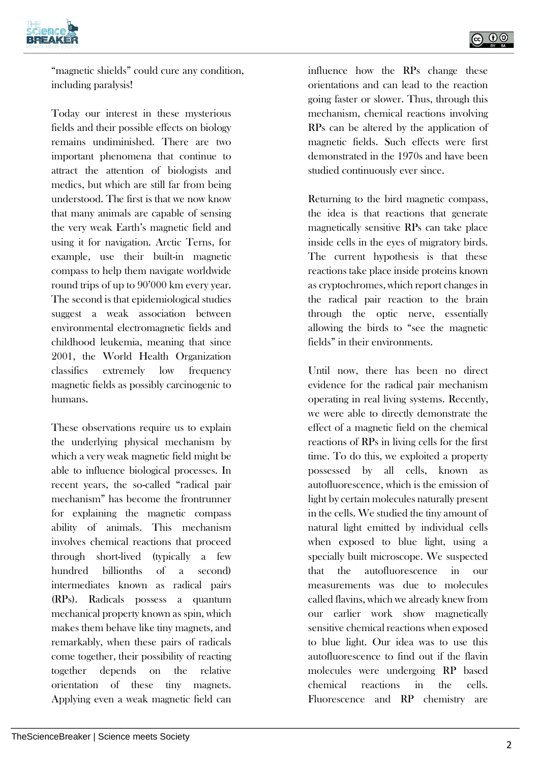"magnetic shields" could cure any condition, including paralysis!

Today our interest in these mysterious fields and their possible effects on biology remains undiminished. There are two important phenomena that continue to attract the attention of biologists and medics, but which are still far from being understood. The first is that we now know that many animals are capable of sensing the very weak Earth's magnetic field and using it for navigation. Arctic Terns, for example, use their built-in magnetic compass to help them navigate worldwide round trips of up to 90'000 km every year. The second is that epidemiological studies suggest a weak association between environmental electromagnetic fields and childhood leukemia, meaning that since 2001, the World Health Organization classifies extremely low frequency magnetic fields as possibly carcinogenic to humans.

These observations require us to explain the underlying physical mechanism by which a very weak magnetic field might be able to influence biological processes. In recent years, the so-called "radical pair mechanism" has become the frontrunner for explaining the magnetic compass ability of animals. This mechanism involves chemical reactions that proceed through short-lived (typically a few hundred billionths of a second) intermediates known as radical pairs (RPs). Radicals possess a quantum mechanical property known as spin, which makes them behave like tiny magnets, and remarkably, when these pairs of radicals come together, their possibility of reacting together depends on the relative orientation of these tiny magnets. Applying even a weak magnetic field can influence how the RPs change these orientations and can lead to the reaction going faster or slower. Thus, through this mechanism, chemical reactions involving RPs can be altered by the application of magnetic fields. Such effects were first demonstrated in the 1970s and have been studied continuously ever since.

Returning to the bird magnetic compass, the idea is that reactions that generate magnetically sensitive RPs can take place inside cells in the eyes of migratory birds. The current hypothesis is that these reactions take place inside proteins known as cryptochromes, which report changes in the radical pair reaction to the brain through the optic nerve, essentially allowing the birds to "see the magnetic fields" in their environments.

Until now, there has been no direct evidence for the radical pair mechanism operating in real living systems. Recently, we were able to directly demonstrate the effect of a magnetic field on the chemical reactions of RPs in living cells for the first time. To do this, we exploited a property possessed by all cells, known as autofluorescence, which is the emission of light by certain molecules naturally present in the cells. We studied the tiny amount of natural light emitted by individual cells when exposed to blue light, using a specially built microscope. We suspected that the autofluorescence in our measurements was due to molecules called flavins, which we already knew from our earlier work show magnetically sensitive chemical reactions when exposed to blue light. Our idea was to use this autofluorescence to find out if the flavin molecules were undergoing RP based chemical reactions in the cells. Fluorescence and RP chemistry are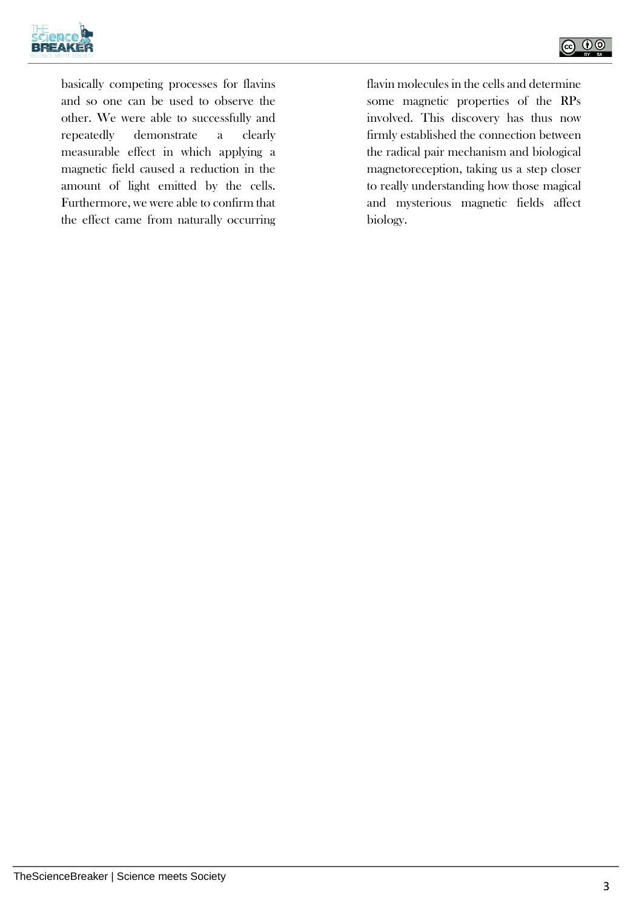basically competing processes for flavins and so one can be used to observe the other. We were able to successfully and repeatedly demonstrate a clearly measurable effect in which applying a magnetic field caused a reduction in the amount of light emitted by the cells. Furthermore, we were able to confirm that the effect came from naturally occurring flavin molecules in the cells and determine some magnetic properties of the RPs involved. This discovery has thus now firmly established the connection between the radical pair mechanism and biological magnetoreception, taking us a step closer to really understanding how those magical and mysterious magnetic fields affect biology.